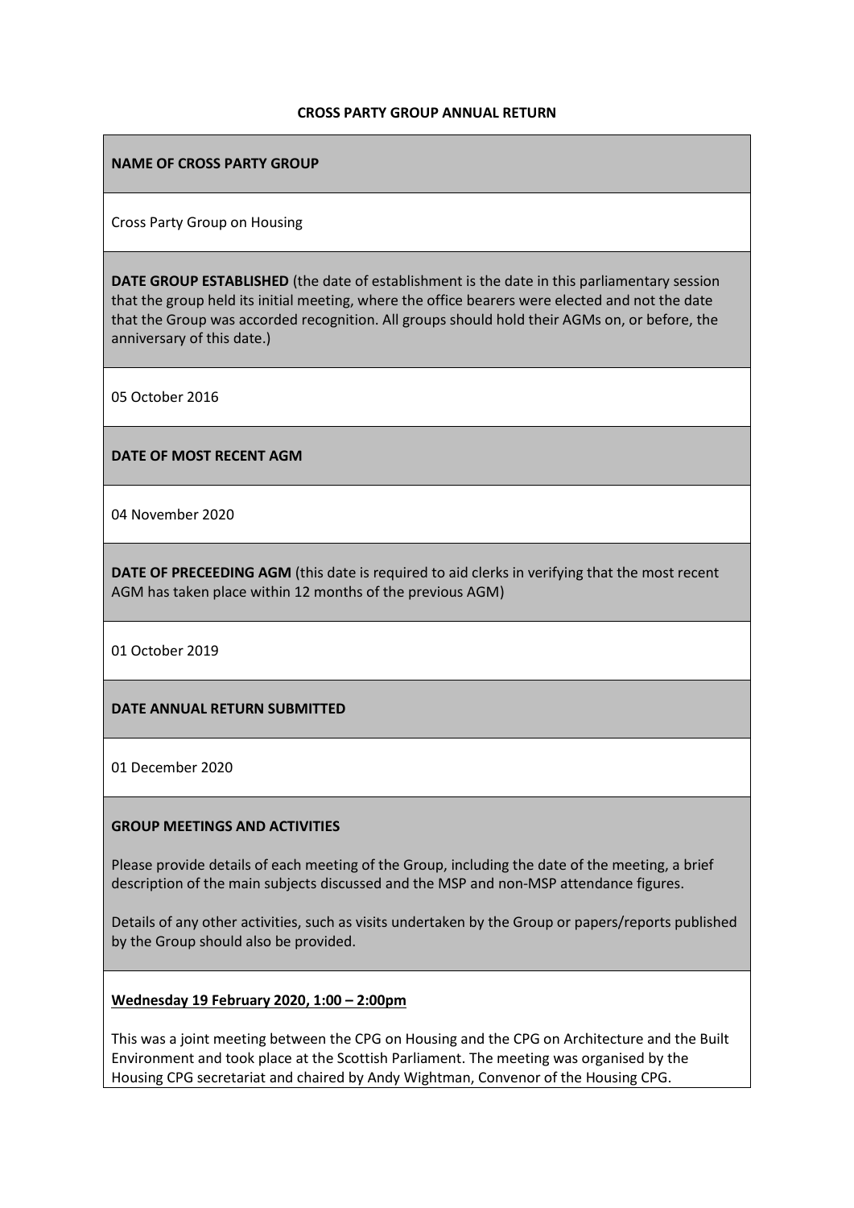**CROSS PARTY GROUP ANNUAL RETURN**

**NAME OF CROSS PARTY GROUP**

Cross Party Group on Housing

**DATE GROUP ESTABLISHED** (the date of establishment is the date in this parliamentary session that the group held its initial meeting, where the office bearers were elected and not the date that the Group was accorded recognition. All groups should hold their AGMs on, or before, the anniversary of this date.)

05 October 2016

**DATE OF MOST RECENT AGM**

04 November 2020

**DATE OF PRECEEDING AGM** (this date is required to aid clerks in verifying that the most recent AGM has taken place within 12 months of the previous AGM)

01 October 2019

**DATE ANNUAL RETURN SUBMITTED**

01 December 2020

**GROUP MEETINGS AND ACTIVITIES**

Please provide details of each meeting of the Group, including the date of the meeting, a brief description of the main subjects discussed and the MSP and non-MSP attendance figures.

Details of any other activities, such as visits undertaken by the Group or papers/reports published by the Group should also be provided.

**Wednesday 19 February 2020, 1:00 – 2:00pm**

This was a joint meeting between the CPG on Housing and the CPG on Architecture and the Built Environment and took place at the Scottish Parliament. The meeting was organised by the Housing CPG secretariat and chaired by Andy Wightman, Convenor of the Housing CPG.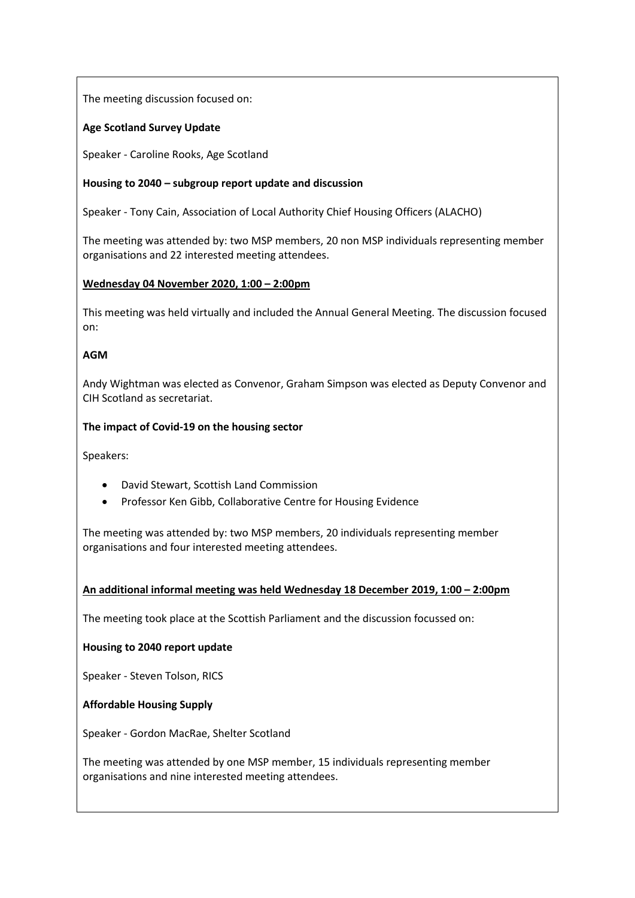The meeting discussion focused on:

**Age Scotland Survey Update**

Speaker - Caroline Rooks, Age Scotland

**Housing to 2040 – subgroup report update and discussion**

Speaker - Tony Cain, Association of Local Authority Chief Housing Officers (ALACHO)

The meeting was attended by: two MSP members, 20 non MSP individuals representing member organisations and 22 interested meeting attendees.

**Wednesday 04 November 2020, 1:00 – 2:00pm**

This meeting was held virtually and included the Annual General Meeting. The discussion focused on:

**AGM**

Andy Wightman was elected as Convenor, Graham Simpson was elected as Deputy Convenor and CIH Scotland as secretariat.

**The impact of Covid-19 on the housing sector**

Speakers:

- David Stewart, Scottish Land Commission
- Professor Ken Gibb, Collaborative Centre for Housing Evidence

The meeting was attended by: two MSP members, 20 individuals representing member organisations and four interested meeting attendees.

**An additional informal meeting was held Wednesday 18 December 2019, 1:00 – 2:00pm**

The meeting took place at the Scottish Parliament and the discussion focussed on:

**Housing to 2040 report update**

Speaker - Steven Tolson, RICS

**Affordable Housing Supply**

Speaker - Gordon MacRae, Shelter Scotland

The meeting was attended by one MSP member, 15 individuals representing member organisations and nine interested meeting attendees.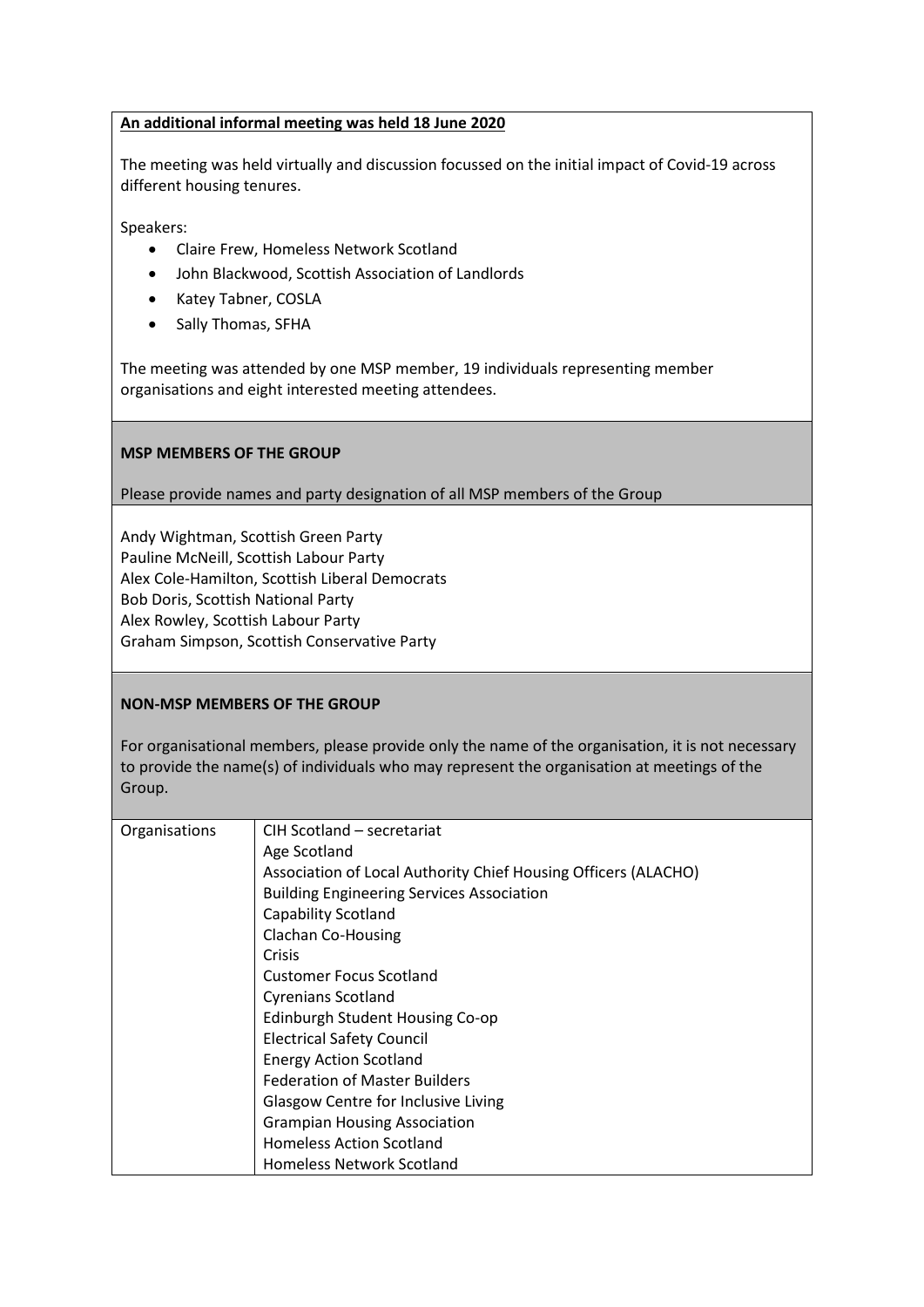**An additional informal meeting was held 18 June 2020**

The meeting was held virtually and discussion focussed on the initial impact of Covid-19 across different housing tenures.

Speakers:

- Claire Frew, Homeless Network Scotland
- John Blackwood, Scottish Association of Landlords
- Katey Tabner, COSLA
- Sally Thomas, SFHA

The meeting was attended by one MSP member, 19 individuals representing member organisations and eight interested meeting attendees.

**MSP MEMBERS OF THE GROUP**

Please provide names and party designation of all MSP members of the Group

Andy Wightman, Scottish Green Party
Pauline McNeill, Scottish Labour Party
Alex Cole-Hamilton, Scottish Liberal Democrats
Bob Doris, Scottish National Party
Alex Rowley, Scottish Labour Party
Graham Simpson, Scottish Conservative Party

**NON-MSP MEMBERS OF THE GROUP**

For organisational members, please provide only the name of the organisation, it is not necessary to provide the name(s) of individuals who may represent the organisation at meetings of the Group.

| Organisations | CIH Scotland – secretariat<br>Age Scotland<br>Association of Local Authority Chief Housing Officers (ALACHO)<br>Building Engineering Services Association<br>Capability Scotland<br>Clachan Co-Housing<br>Crisis<br>Customer Focus Scotland<br>Cyrenians Scotland<br>Edinburgh Student Housing Co-op<br>Electrical Safety Council<br>Energy Action Scotland<br>Federation of Master Builders<br>Glasgow Centre for Inclusive Living<br>Grampian Housing Association<br>Homeless Action Scotland<br>Homeless Network Scotland |
|---|---|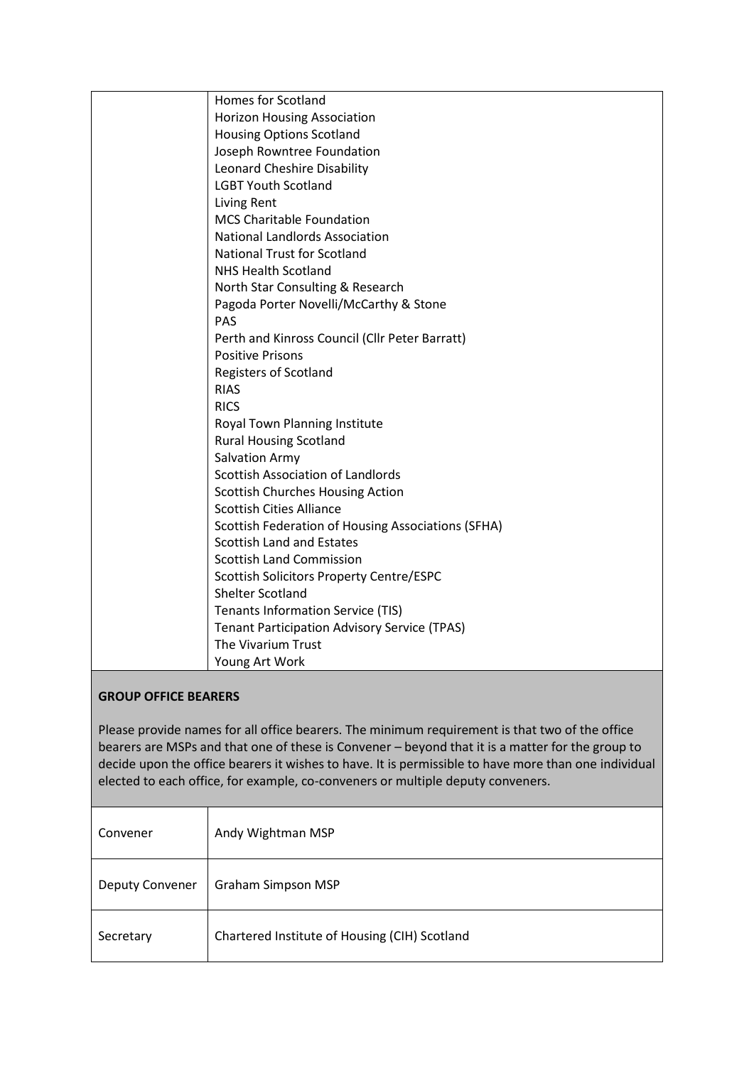| | |
|---|---|
| | Homes for Scotland<br>Horizon Housing Association<br>Housing Options Scotland<br>Joseph Rowntree Foundation<br>Leonard Cheshire Disability<br>LGBT Youth Scotland<br>Living Rent<br>MCS Charitable Foundation<br>National Landlords Association<br>National Trust for Scotland<br>NHS Health Scotland<br>North Star Consulting & Research<br>Pagoda Porter Novelli/McCarthy & Stone<br>PAS<br>Perth and Kinross Council (Cllr Peter Barratt)<br>Positive Prisons<br>Registers of Scotland<br>RIAS<br>RICS<br>Royal Town Planning Institute<br>Rural Housing Scotland<br>Salvation Army<br>Scottish Association of Landlords<br>Scottish Churches Housing Action<br>Scottish Cities Alliance<br>Scottish Federation of Housing Associations (SFHA)<br>Scottish Land and Estates<br>Scottish Land Commission<br>Scottish Solicitors Property Centre/ESPC<br>Shelter Scotland<br>Tenants Information Service (TIS)<br>Tenant Participation Advisory Service (TPAS)<br>The Vivarium Trust<br>Young Art Work |

**GROUP OFFICE BEARERS**

Please provide names for all office bearers. The minimum requirement is that two of the office bearers are MSPs and that one of these is Convener – beyond that it is a matter for the group to decide upon the office bearers it wishes to have. It is permissible to have more than one individual elected to each office, for example, co-conveners or multiple deputy conveners.

| | |
|---|---|
| Convener | Andy Wightman MSP |
| Deputy Convener | Graham Simpson MSP |
| Secretary | Chartered Institute of Housing (CIH) Scotland |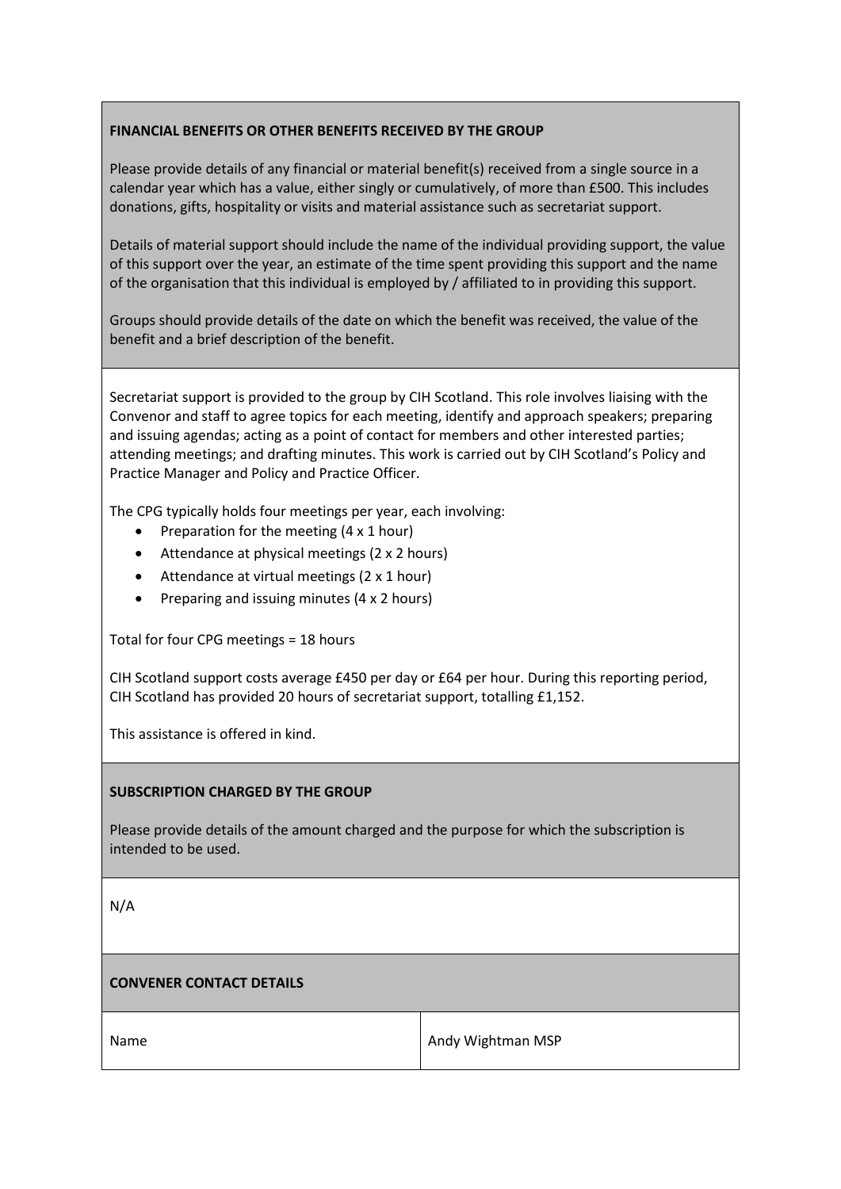**FINANCIAL BENEFITS OR OTHER BENEFITS RECEIVED BY THE GROUP**

Please provide details of any financial or material benefit(s) received from a single source in a calendar year which has a value, either singly or cumulatively, of more than £500. This includes donations, gifts, hospitality or visits and material assistance such as secretariat support.

Details of material support should include the name of the individual providing support, the value of this support over the year, an estimate of the time spent providing this support and the name of the organisation that this individual is employed by / affiliated to in providing this support.

Groups should provide details of the date on which the benefit was received, the value of the benefit and a brief description of the benefit.

Secretariat support is provided to the group by CIH Scotland. This role involves liaising with the Convenor and staff to agree topics for each meeting, identify and approach speakers; preparing and issuing agendas; acting as a point of contact for members and other interested parties; attending meetings; and drafting minutes. This work is carried out by CIH Scotland's Policy and Practice Manager and Policy and Practice Officer.

The CPG typically holds four meetings per year, each involving:

- Preparation for the meeting (4 x 1 hour)
- Attendance at physical meetings (2 x 2 hours)
- Attendance at virtual meetings (2 x 1 hour)
- Preparing and issuing minutes (4 x 2 hours)

Total for four CPG meetings = 18 hours

CIH Scotland support costs average £450 per day or £64 per hour. During this reporting period, CIH Scotland has provided 20 hours of secretariat support, totalling £1,152.

This assistance is offered in kind.

**SUBSCRIPTION CHARGED BY THE GROUP**

Please provide details of the amount charged and the purpose for which the subscription is intended to be used.

N/A

**CONVENER CONTACT DETAILS**

| Name | Andy Wightman MSP |
| --- | --- |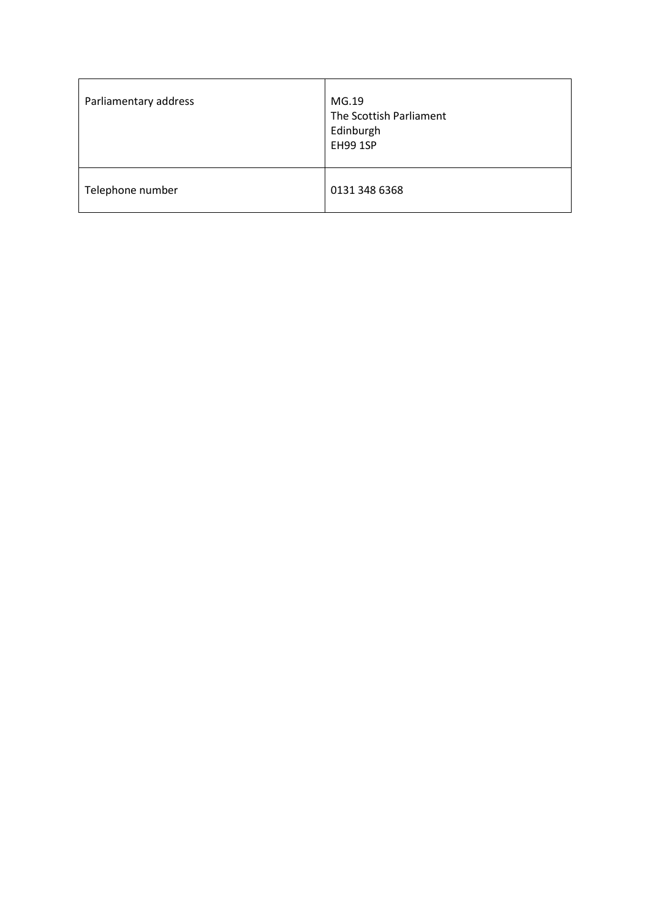| | |
|---|---|
| Parliamentary address | MG.19<br>The Scottish Parliament<br>Edinburgh<br>EH99 1SP |
| Telephone number | 0131 348 6368 |